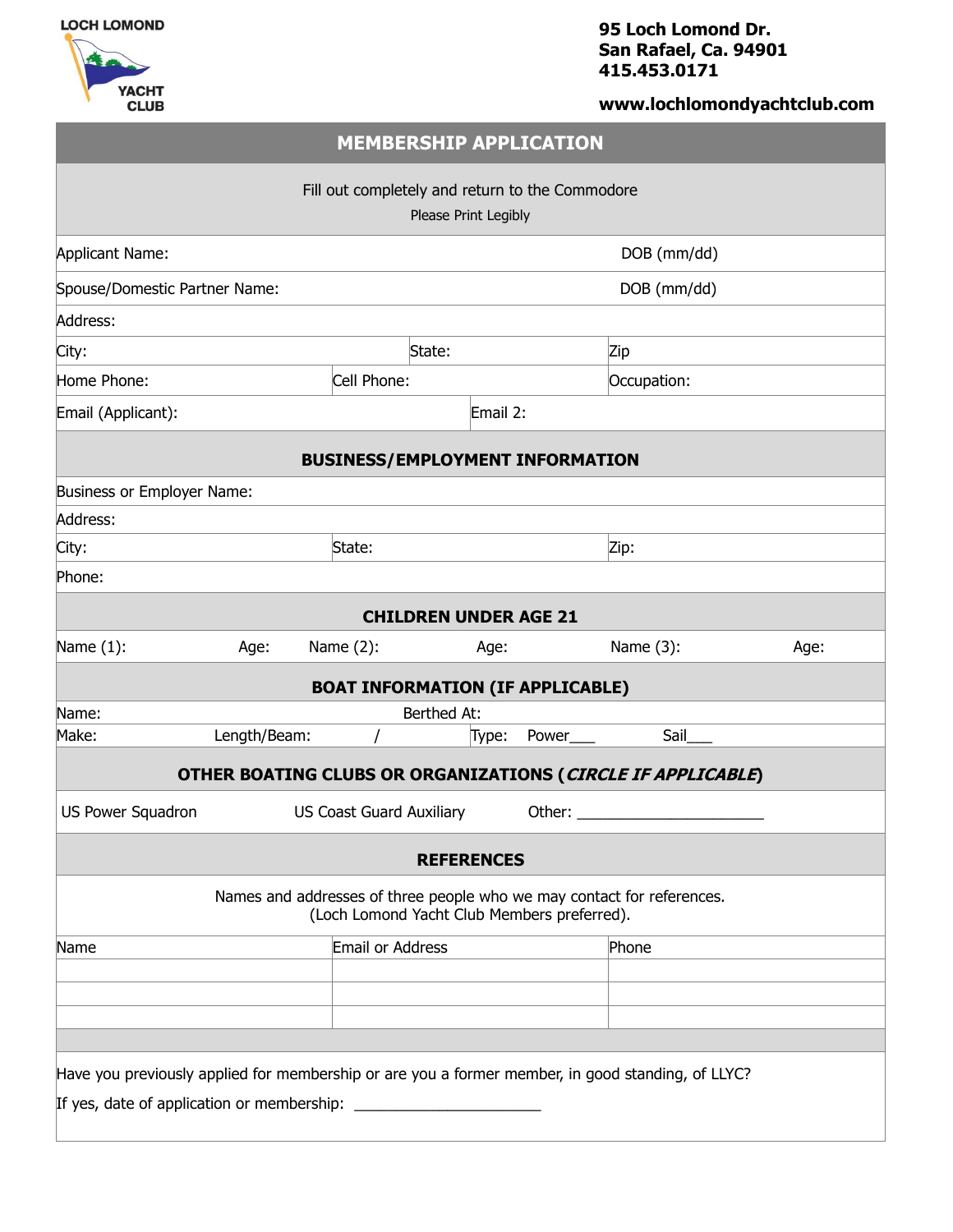LOCH LOMOND YACHT CLUB

**95 Loch Lomond Dr.**
**San Rafael, Ca. 94901**
**415.453.0171**

**www.lochlomondyachtclub.com**

# MEMBERSHIP APPLICATION

Fill out completely and return to the Commodore

Please Print Legibly

| | | |
|---|---|---|
| Applicant Name: | | DOB (mm/dd) |
| Spouse/Domestic Partner Name: | | DOB (mm/dd) |
| Address: | | |
| City: | State: | Zip |
| Home Phone: | Cell Phone: | Occupation: |
| Email (Applicant): | Email 2: | |

## BUSINESS/EMPLOYMENT INFORMATION

| | | |
|---|---|---|
| Business or Employer Name: | | |
| Address: | | |
| City: | State: | Zip: |
| Phone: | | |

## CHILDREN UNDER AGE 21

| | | | | | |
|---|---|---|---|---|---|
| Name (1): | Age: | Name (2): | Age: | Name (3): | Age: |

## BOAT INFORMATION (IF APPLICABLE)

| | | | | |
|---|---|---|---|---|
| Name: | | Berthed At: | | |
| Make: | Length/Beam: / | Type: | Power___ | Sail___ |

## OTHER BOATING CLUBS OR ORGANIZATIONS (*CIRCLE IF APPLICABLE*)

US Power Squadron US Coast Guard Auxiliary Other: ______________________

## REFERENCES

Names and addresses of three people who we may contact for references.
(Loch Lomond Yacht Club Members preferred).

| Name | Email or Address | Phone |
|---|---|---|
| | | |
| | | |
| | | |

Have you previously applied for membership or are you a former member, in good standing, of LLYC?

If yes, date of application or membership: ______________________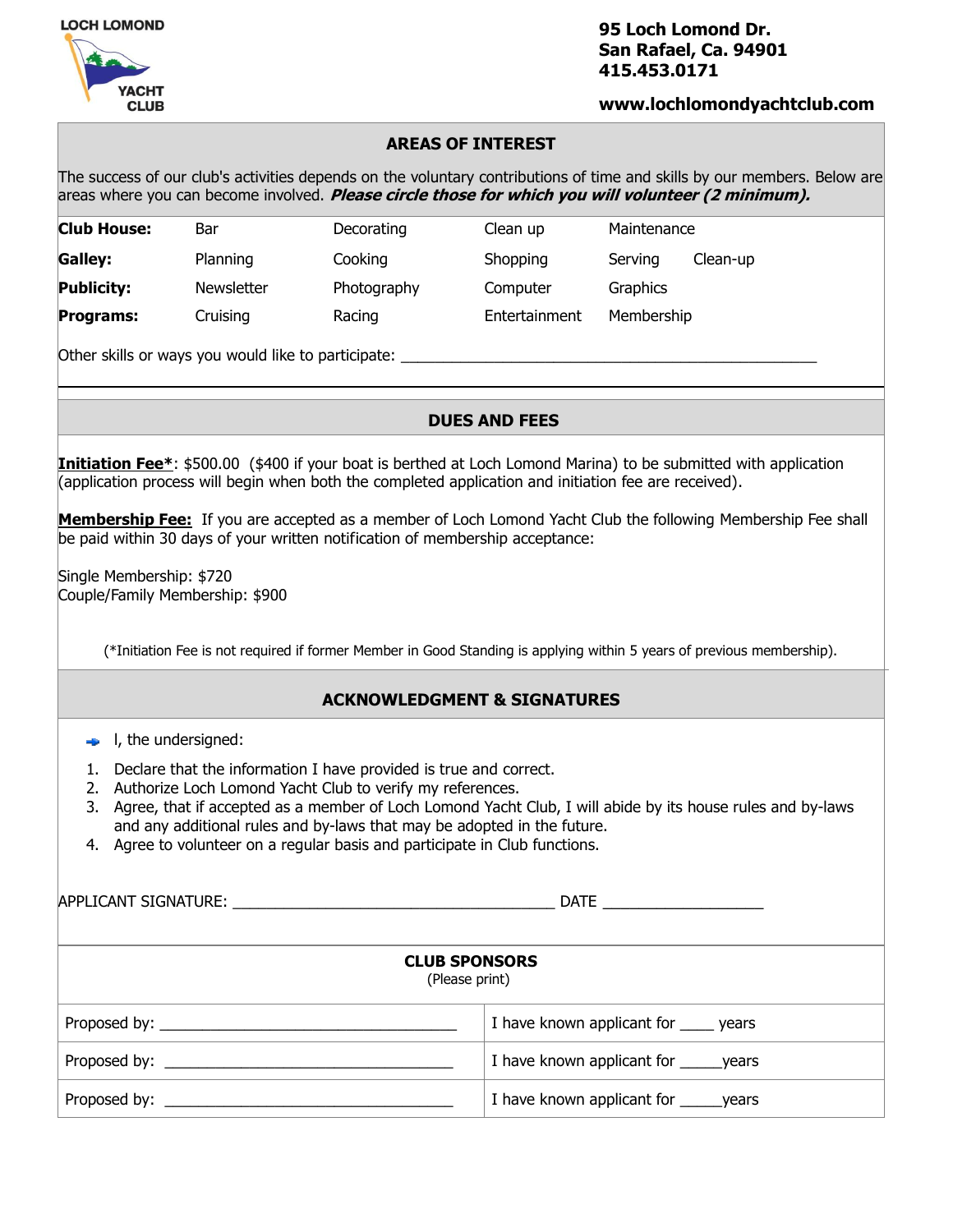LOCH LOMOND YACHT CLUB

**95 Loch Lomond Dr.**
**San Rafael, Ca. 94901**
**415.453.0171**

**www.lochlomondyachtclub.com**

## AREAS OF INTEREST

The success of our club's activities depends on the voluntary contributions of time and skills by our members. Below are areas where you can become involved. ***Please circle those for which you will volunteer (2 minimum).***

| | | | | | |
|---|---|---|---|---|---|
| **Club House:** | Bar | Decorating | Clean up | Maintenance | |
| **Galley:** | Planning | Cooking | Shopping | Serving | Clean-up |
| **Publicity:** | Newsletter | Photography | Computer | Graphics | |
| **Programs:** | Cruising | Racing | Entertainment | Membership | |

Other skills or ways you would like to participate: ___________________________________________________

## DUES AND FEES

**Initiation Fee***: $500.00 ($400 if your boat is berthed at Loch Lomond Marina) to be submitted with application (application process will begin when both the completed application and initiation fee are received).

**Membership Fee:** If you are accepted as a member of Loch Lomond Yacht Club the following Membership Fee shall be paid within 30 days of your written notification of membership acceptance:

Single Membership: $720
Couple/Family Membership: $900

(*Initiation Fee is not required if former Member in Good Standing is applying within 5 years of previous membership).

## ACKNOWLEDGMENT & SIGNATURES

- I, the undersigned:

1. Declare that the information I have provided is true and correct.
2. Authorize Loch Lomond Yacht Club to verify my references.
3. Agree, that if accepted as a member of Loch Lomond Yacht Club, I will abide by its house rules and by-laws and any additional rules and by-laws that may be adopted in the future.
4. Agree to volunteer on a regular basis and participate in Club functions.

APPLICANT SIGNATURE: ________________________________________ DATE ____________________

## CLUB SPONSORS
(Please print)

| | |
|---|---|
| Proposed by: ____________________________________ | I have known applicant for ____ years |
| Proposed by: ____________________________________ | I have known applicant for _____years |
| Proposed by: ____________________________________ | I have known applicant for _____years |